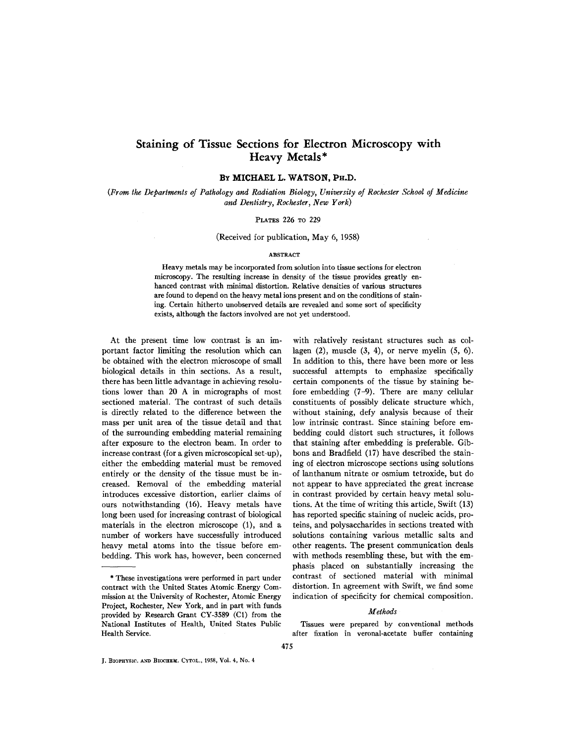# Staining of Tissue Sections for Electron Microscopy with Heavy Metals*

**BY MICHAEL L. WATSON, PH.D.**

*(From the Departments of Pathology and Radiation Biology, University of Rochester School of Medicine and Dentistry, Rochester, New York)*

PLATES 226 TO 229

(Received for publication, May 6, 1958)

## ABSTRACT

Heavy metals may be incorporated from solution into tissue sections for electron microscopy. The resulting increase in density of the tissue provides greatly enhanced contrast with minimal distortion. Relative densities of various structures are found to depend on the heavy metal ions present and on the conditions of staining. Certain hitherto unobserved details are revealed and some sort of specificity exists, although the factors involved are not yet understood.

At the present time low contrast is an important factor limiting the resolution which can be obtained with the electron microscope of small biological details in thin sections. As a result, there has been little advantage in achieving resolutions lower than 20 A in micrographs of most sectioned material. The contrast of such details is directly related to the difference between the mass per unit area of the tissue detail and that of the surrounding embedding material remaining after exposure to the electron beam. In order to increase contrast (for a given microscopical set-up), either the embedding material must be removed entirely or the density of the tissue must be increased. Removal of the embedding material introduces excessive distortion, earlier claims of ours notwithstanding (16). Heavy metals have long been used for increasing contrast of biological materials in the electron microscope (1), and a number of workers have successfully introduced heavy metal atoms into the tissue before embedding. This work has, however, been concerned with relatively resistant structures such as collagen (2), muscle (3, 4), or nerve myelin (5, 6). In addition to this, there have been more or less successful attempts to emphasize specifically certain components of the tissue by staining before embedding (7–9). There are many cellular constituents of possibly delicate structure which, without staining, defy analysis because of their low intrinsic contrast. Since staining before embedding could distort such structures, it follows that staining after embedding is preferable. Gibbons and Bradfield (17) have described the staining of electron microscope sections using solutions of lanthanum nitrate or osmium tetroxide, but do not appear to have appreciated the great increase in contrast provided by certain heavy metal solutions. At the time of writing this article, Swift (13) has reported specific staining of nucleic acids, proteins, and polysaccharides in sections treated with solutions containing various metallic salts and other reagents. The present communication deals with methods resembling these, but with the emphasis placed on substantially increasing the contrast of sectioned material with minimal distortion. In agreement with Swift, we find some indication of specificity for chemical composition.

\* These investigations were performed in part under contract with the United States Atomic Energy Commission at the University of Rochester, Atomic Energy Project, Rochester, New York, and in part with funds provided by Research Grant CY-3589 (C1) from the National Institutes of Health, United States Public Health Service.

### *Methods*

Tissues were prepared by conventional methods after fixation in veronal-acetate buffer containing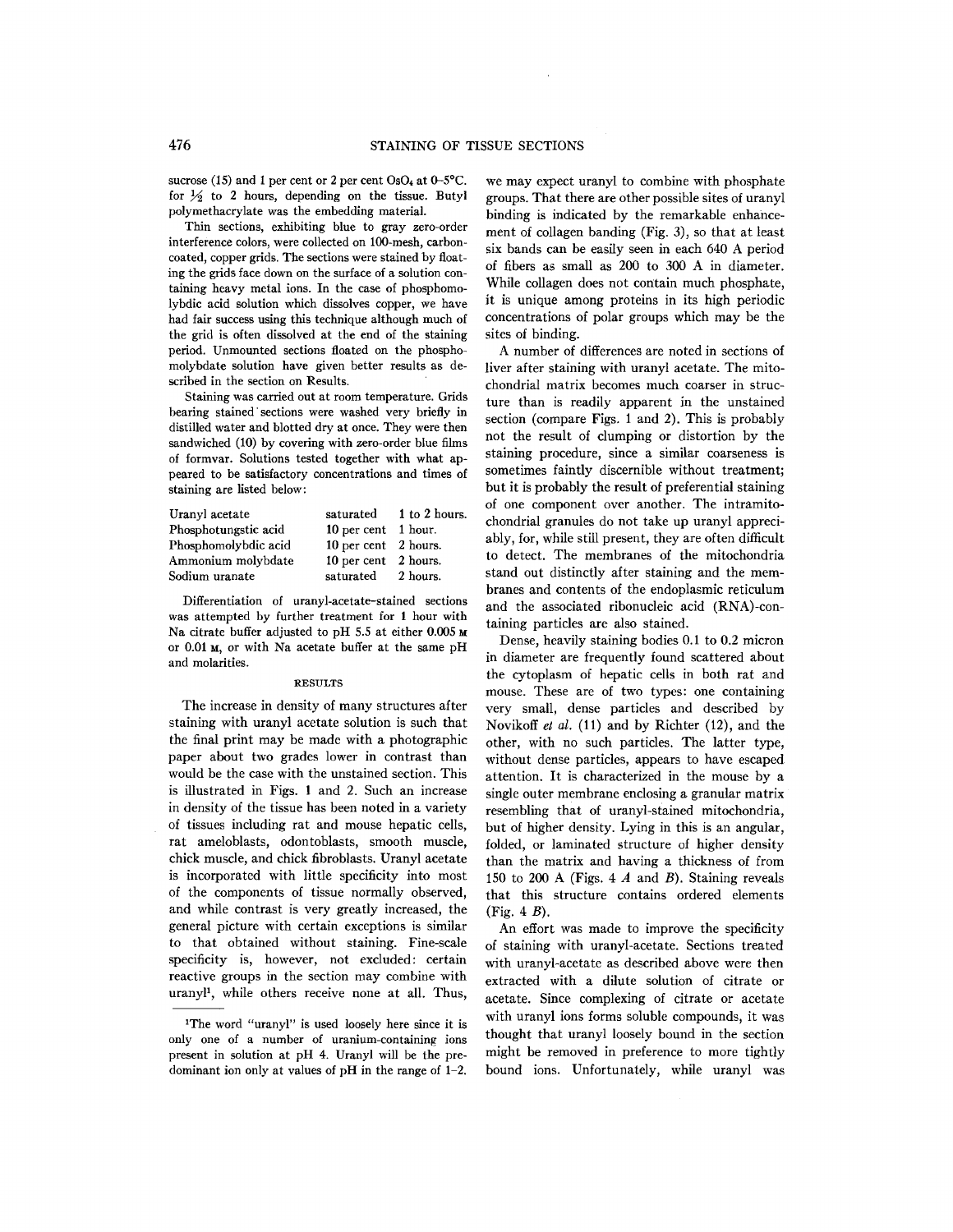sucrose (15) and 1 per cent or 2 per cent $OsO_4$ at 0–5°C. for ½ to 2 hours, depending on the tissue. Butyl polymethacrylate was the embedding material.

Thin sections, exhibiting blue to gray zero-order interference colors, were collected on 100-mesh, carbon-coated, copper grids. The sections were stained by floating the grids face down on the surface of a solution containing heavy metal ions. In the case of phosphomolybdic acid solution which dissolves copper, we have had fair success using this technique although much of the grid is often dissolved at the end of the staining period. Unmounted sections floated on the phosphomolybdate solution have given better results as described in the section on Results.

Staining was carried out at room temperature. Grids bearing stained sections were washed very briefly in distilled water and blotted dry at once. They were then sandwiched (10) by covering with zero-order blue films of formvar. Solutions tested together with what appeared to be satisfactory concentrations and times of staining are listed below:

| | | |
|---|---|---|
| Uranyl acetate | saturated | 1 to 2 hours. |
| Phosphotungstic acid | 10 per cent | 1 hour. |
| Phosphomolybdic acid | 10 per cent | 2 hours. |
| Ammonium molybdate | 10 per cent | 2 hours. |
| Sodium uranate | saturated | 2 hours. |

Differentiation of uranyl-acetate–stained sections was attempted by further treatment for 1 hour with Na citrate buffer adjusted to pH 5.5 at either 0.005 M or 0.01 M, or with Na acetate buffer at the same pH and molarities.

## RESULTS

The increase in density of many structures after staining with uranyl acetate solution is such that the final print may be made with a photographic paper about two grades lower in contrast than would be the case with the unstained section. This is illustrated in Figs. 1 and 2. Such an increase in density of the tissue has been noted in a variety of tissues including rat and mouse hepatic cells, rat ameloblasts, odontoblasts, smooth muscle, chick muscle, and chick fibroblasts. Uranyl acetate is incorporated with little specificity into most of the components of tissue normally observed, and while contrast is very greatly increased, the general picture with certain exceptions is similar to that obtained without staining. Fine-scale specificity is, however, not excluded: certain reactive groups in the section may combine with uranyl[1], while others receive none at all. Thus, we may expect uranyl to combine with phosphate groups. That there are other possible sites of uranyl binding is indicated by the remarkable enhancement of collagen banding (Fig. 3), so that at least six bands can be easily seen in each 640 A period of fibers as small as 200 to 300 A in diameter. While collagen does not contain much phosphate, it is unique among proteins in its high periodic concentrations of polar groups which may be the sites of binding.

A number of differences are noted in sections of liver after staining with uranyl acetate. The mitochondrial matrix becomes much coarser in structure than is readily apparent in the unstained section (compare Figs. 1 and 2). This is probably not the result of clumping or distortion by the staining procedure, since a similar coarseness is sometimes faintly discernible without treatment; but it is probably the result of preferential staining of one component over another. The intramitochondrial granules do not take up uranyl appreciably, for, while still present, they are often difficult to detect. The membranes of the mitochondria stand out distinctly after staining and the membranes and contents of the endoplasmic reticulum and the associated ribonucleic acid (RNA)-containing particles are also stained.

Dense, heavily staining bodies 0.1 to 0.2 micron in diameter are frequently found scattered about the cytoplasm of hepatic cells in both rat and mouse. These are of two types: one containing very small, dense particles and described by Novikoff *et al.* (11) and by Richter (12), and the other, with no such particles. The latter type, without dense particles, appears to have escaped attention. It is characterized in the mouse by a single outer membrane enclosing a granular matrix resembling that of uranyl-stained mitochondria, but of higher density. Lying in this is an angular, folded, or laminated structure of higher density than the matrix and having a thickness of from 150 to 200 A (Figs. 4 *A* and *B*). Staining reveals that this structure contains ordered elements (Fig. 4 *B*).

An effort was made to improve the specificity of staining with uranyl-acetate. Sections treated with uranyl-acetate as described above were then extracted with a dilute solution of citrate or acetate. Since complexing of citrate or acetate with uranyl ions forms soluble compounds, it was thought that uranyl loosely bound in the section might be removed in preference to more tightly bound ions. Unfortunately, while uranyl was

[1] The word "uranyl" is used loosely here since it is only one of a number of uranium-containing ions present in solution at pH 4. Uranyl will be the predominant ion only at values of pH in the range of 1–2.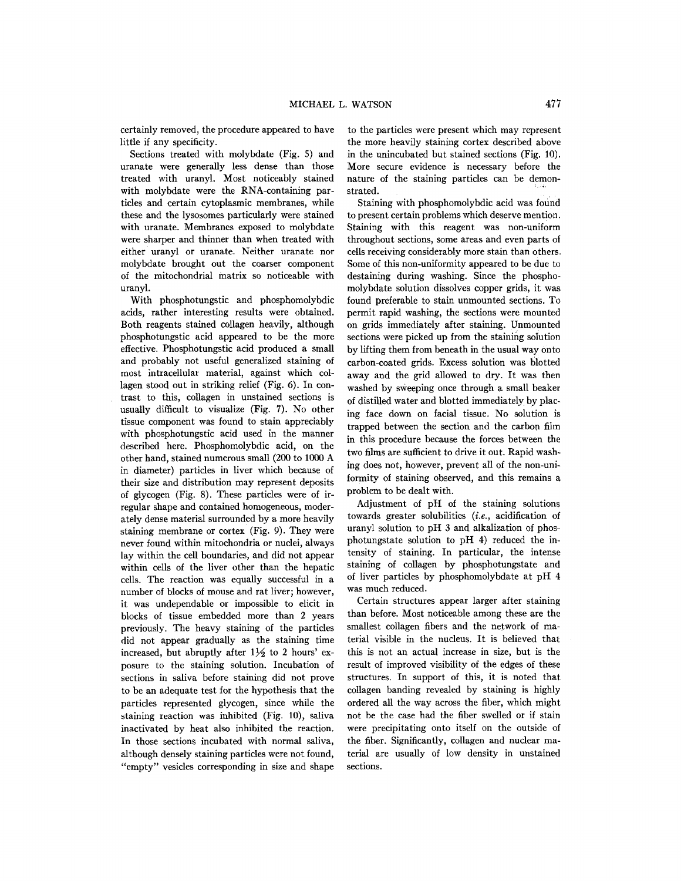certainly removed, the procedure appeared to have little if any specificity.

Sections treated with molybdate (Fig. 5) and uranate were generally less dense than those treated with uranyl. Most noticeably stained with molybdate were the RNA-containing particles and certain cytoplasmic membranes, while these and the lysosomes particularly were stained with uranate. Membranes exposed to molybdate were sharper and thinner than when treated with either uranyl or uranate. Neither uranate nor molybdate brought out the coarser component of the mitochondrial matrix so noticeable with uranyl.

With phosphotungstic and phosphomolybdic acids, rather interesting results were obtained. Both reagents stained collagen heavily, although phosphotungstic acid appeared to be the more effective. Phosphotungstic acid produced a small and probably not useful generalized staining of most intracellular material, against which collagen stood out in striking relief (Fig. 6). In contrast to this, collagen in unstained sections is usually difficult to visualize (Fig. 7). No other tissue component was found to stain appreciably with phosphotungstic acid used in the manner described here. Phosphomolybdic acid, on the other hand, stained numerous small (200 to 1000 A in diameter) particles in liver which because of their size and distribution may represent deposits of glycogen (Fig. 8). These particles were of irregular shape and contained homogeneous, moderately dense material surrounded by a more heavily staining membrane or cortex (Fig. 9). They were never found within mitochondria or nuclei, always lay within the cell boundaries, and did not appear within cells of the liver other than the hepatic cells. The reaction was equally successful in a number of blocks of mouse and rat liver; however, it was undependable or impossible to elicit in blocks of tissue embedded more than 2 years previously. The heavy staining of the particles did not appear gradually as the staining time increased, but abruptly after 1½ to 2 hours' exposure to the staining solution. Incubation of sections in saliva before staining did not prove to be an adequate test for the hypothesis that the particles represented glycogen, since while the staining reaction was inhibited (Fig. 10), saliva inactivated by heat also inhibited the reaction. In those sections incubated with normal saliva, although densely staining particles were not found, "empty" vesicles corresponding in size and shape to the particles were present which may represent the more heavily staining cortex described above in the unincubated but stained sections (Fig. 10). More secure evidence is necessary before the nature of the staining particles can be demonstrated.

Staining with phosphomolybdic acid was found to present certain problems which deserve mention. Staining with this reagent was non-uniform throughout sections, some areas and even parts of cells receiving considerably more stain than others. Some of this non-uniformity appeared to be due to destaining during washing. Since the phosphomolybdate solution dissolves copper grids, it was found preferable to stain unmounted sections. To permit rapid washing, the sections were mounted on grids immediately after staining. Unmounted sections were picked up from the staining solution by lifting them from beneath in the usual way onto carbon-coated grids. Excess solution was blotted away and the grid allowed to dry. It was then washed by sweeping once through a small beaker of distilled water and blotted immediately by placing face down on facial tissue. No solution is trapped between the section and the carbon film in this procedure because the forces between the two films are sufficient to drive it out. Rapid washing does not, however, prevent all of the non-uniformity of staining observed, and this remains a problem to be dealt with.

Adjustment of pH of the staining solutions towards greater solubilities (*i.e.*, acidification of uranyl solution to pH 3 and alkalization of phosphotungstate solution to pH 4) reduced the intensity of staining. In particular, the intense staining of collagen by phosphotungstate and of liver particles by phosphomolybdate at pH 4 was much reduced.

Certain structures appear larger after staining than before. Most noticeable among these are the smallest collagen fibers and the network of material visible in the nucleus. It is believed that this is not an actual increase in size, but is the result of improved visibility of the edges of these structures. In support of this, it is noted that collagen banding revealed by staining is highly ordered all the way across the fiber, which might not be the case had the fiber swelled or if stain were precipitating onto itself on the outside of the fiber. Significantly, collagen and nuclear material are usually of low density in unstained sections.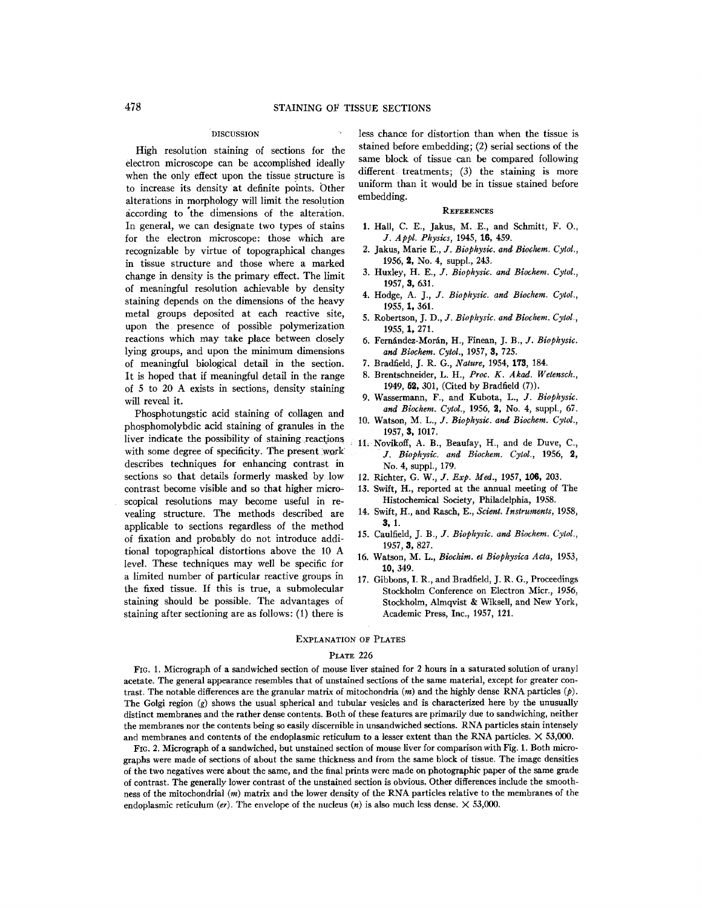## DISCUSSION

High resolution staining of sections for the electron microscope can be accomplished ideally when the only effect upon the tissue structure is to increase its density at definite points. Other alterations in morphology will limit the resolution according to the dimensions of the alteration. In general, we can designate two types of stains for the electron microscope: those which are recognizable by virtue of topographical changes in tissue structure and those where a marked change in density is the primary effect. The limit of meaningful resolution achievable by density staining depends on the dimensions of the heavy metal groups deposited at each reactive site, upon the presence of possible polymerization reactions which may take place between closely lying groups, and upon the minimum dimensions of meaningful biological detail in the section. It is hoped that if meaningful detail in the range of 5 to 20 A exists in sections, density staining will reveal it.

Phosphotungstic acid staining of collagen and phosphomolybdic acid staining of granules in the liver indicate the possibility of staining reactions with some degree of specificity. The present work describes techniques for enhancing contrast in sections so that details formerly masked by low contrast become visible and so that higher microscopical resolutions may become useful in revealing structure. The methods described are applicable to sections regardless of the method of fixation and probably do not introduce additional topographical distortions above the 10 A level. These techniques may well be specific for a limited number of particular reactive groups in the fixed tissue. If this is true, a submolecular staining should be possible. The advantages of staining after sectioning are as follows: (1) there is less chance for distortion than when the tissue is stained before embedding; (2) serial sections of the same block of tissue can be compared following different treatments; (3) the staining is more uniform than it would be in tissue stained before embedding.

## REFERENCES

1. Hall, C. E., Jakus, M. E., and Schmitt, F. O., *J. Appl. Physics*, 1945, **16**, 459.
2. Jakus, Marie E., *J. Biophysic. and Biochem. Cytol.*, 1956, **2**, No. 4, suppl., 243.
3. Huxley, H. E., *J. Biophysic. and Biochem. Cytol.*, 1957, **3**, 631.
4. Hodge, A. J., *J. Biophysic. and Biochem. Cytol.*, 1955, **1**, 361.
5. Robertson, J. D., *J. Biophysic. and Biochem. Cytol.*, 1955, **1**, 271.
6. Fernández-Morán, H., Finean, J. B., *J. Biophysic. and Biochem. Cytol.*, 1957, **3**, 725.
7. Bradfield, J. R. G., *Nature*, 1954, **173**, 184.
8. Brentschneider, L. H., *Proc. K. Akad. Wetensch.*, 1949, **52**, 301, (Cited by Bradfield (7)).
9. Wassermann, F., and Kubota, L., *J. Biophysic. and Biochem. Cytol.*, 1956, **2**, No. 4, suppl., 67.
10. Watson, M. L., *J. Biophysic. and Biochem. Cytol.*, 1957, **3**, 1017.
11. Novikoff, A. B., Beaufay, H., and de Duve, C., *J. Biophysic. and Biochem. Cytol.*, 1956, **2**, No. 4, suppl., 179.
12. Richter, G. W., *J. Exp. Med.*, 1957, **106**, 203.
13. Swift, H., reported at the annual meeting of The Histochemical Society, Philadelphia, 1958.
14. Swift, H., and Rasch, E., *Scient. Instruments*, 1958, **3**, 1.
15. Caulfield, J. B., *J. Biophysic. and Biochem. Cytol.*, 1957, **3**, 827.
16. Watson, M. L., *Biochim. et Biophysica Acta*, 1953, **10**, 349.
17. Gibbons, I. R., and Bradfield, J. R. G., Proceedings Stockholm Conference on Electron Micr., 1956, Stockholm, Almqvist & Wiksell, and New York, Academic Press, Inc., 1957, 121.

## EXPLANATION OF PLATES

### PLATE 226

FIG. 1. Micrograph of a sandwiched section of mouse liver stained for 2 hours in a saturated solution of uranyl acetate. The general appearance resembles that of unstained sections of the same material, except for greater contrast. The notable differences are the granular matrix of mitochondria (*m*) and the highly dense RNA particles (*p*). The Golgi region (*g*) shows the usual spherical and tubular vesicles and is characterized here by the unusually distinct membranes and the rather dense contents. Both of these features are primarily due to sandwiching, neither the membranes nor the contents being so easily discernible in unsandwiched sections. RNA particles stain intensely and membranes and contents of the endoplasmic reticulum to a lesser extent than the RNA particles. × 53,000.

FIG. 2. Micrograph of a sandwiched, but unstained section of mouse liver for comparison with Fig. 1. Both micrographs were made of sections of about the same thickness and from the same block of tissue. The image densities of the two negatives were about the same, and the final prints were made on photographic paper of the same grade of contrast. The generally lower contrast of the unstained section is obvious. Other differences include the smoothness of the mitochondrial (*m*) matrix and the lower density of the RNA particles relative to the membranes of the endoplasmic reticulum (*er*). The envelope of the nucleus (*n*) is also much less dense. × 53,000.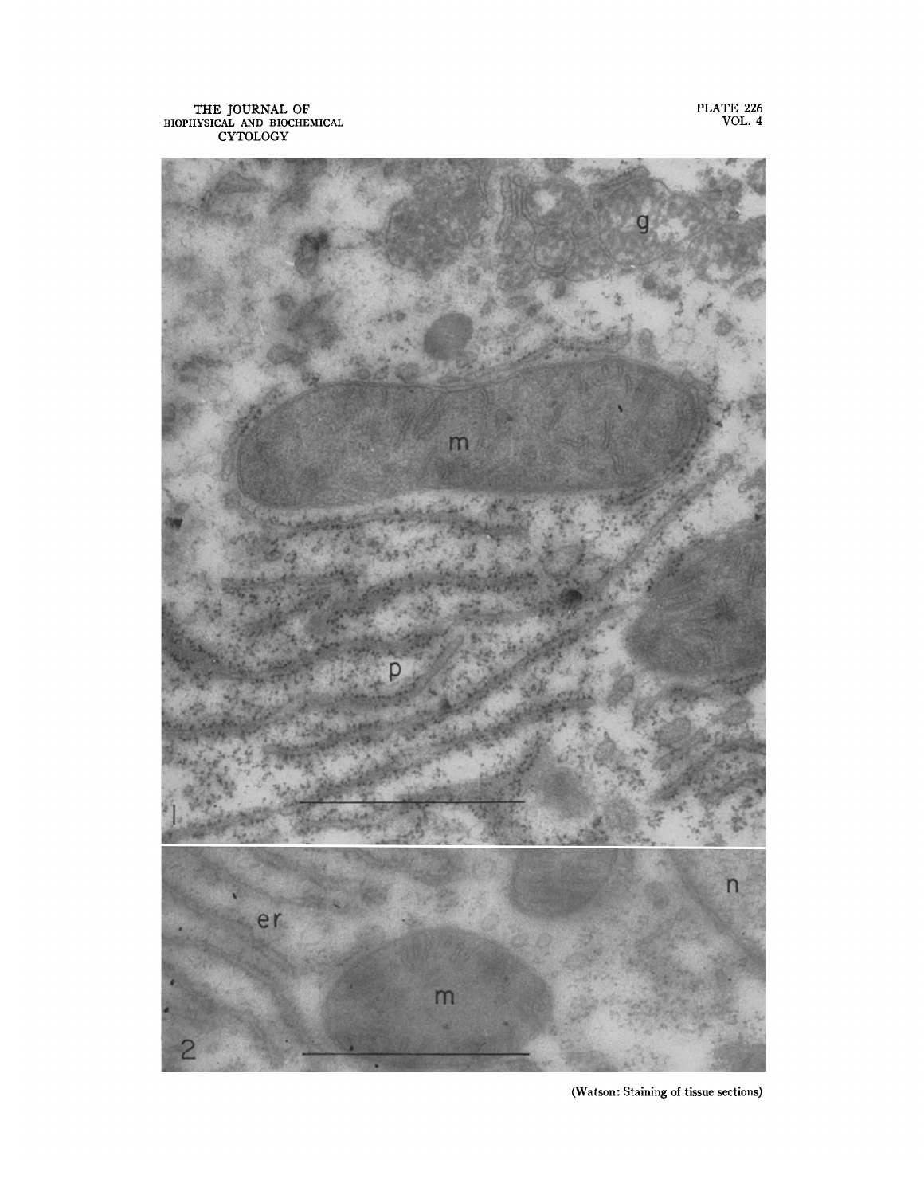(Watson: Staining of tissue sections)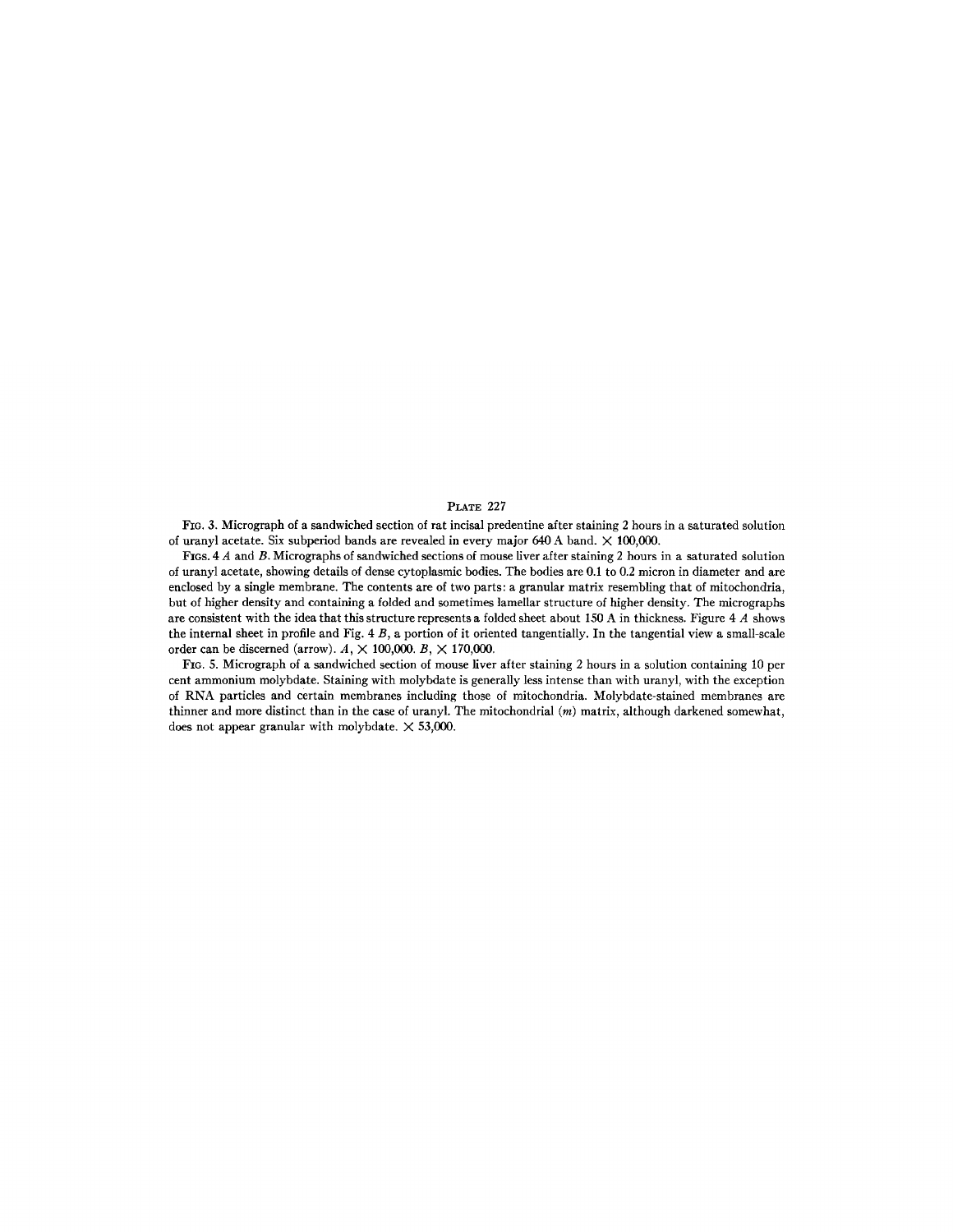## PLATE 227

FIG. 3. Micrograph of a sandwiched section of rat incisal predentine after staining 2 hours in a saturated solution of uranyl acetate. Six subperiod bands are revealed in every major 640 A band. × 100,000.

FIGS. 4 *A* and *B*. Micrographs of sandwiched sections of mouse liver after staining 2 hours in a saturated solution of uranyl acetate, showing details of dense cytoplasmic bodies. The bodies are 0.1 to 0.2 micron in diameter and are enclosed by a single membrane. The contents are of two parts: a granular matrix resembling that of mitochondria, but of higher density and containing a folded and sometimes lamellar structure of higher density. The micrographs are consistent with the idea that this structure represents a folded sheet about 150 A in thickness. Figure 4 *A* shows the internal sheet in profile and Fig. 4 *B*, a portion of it oriented tangentially. In the tangential view a small-scale order can be discerned (arrow). *A*, × 100,000. *B*, × 170,000.

FIG. 5. Micrograph of a sandwiched section of mouse liver after staining 2 hours in a solution containing 10 per cent ammonium molybdate. Staining with molybdate is generally less intense than with uranyl, with the exception of RNA particles and certain membranes including those of mitochondria. Molybdate-stained membranes are thinner and more distinct than in the case of uranyl. The mitochondrial (*m*) matrix, although darkened somewhat, does not appear granular with molybdate. × 53,000.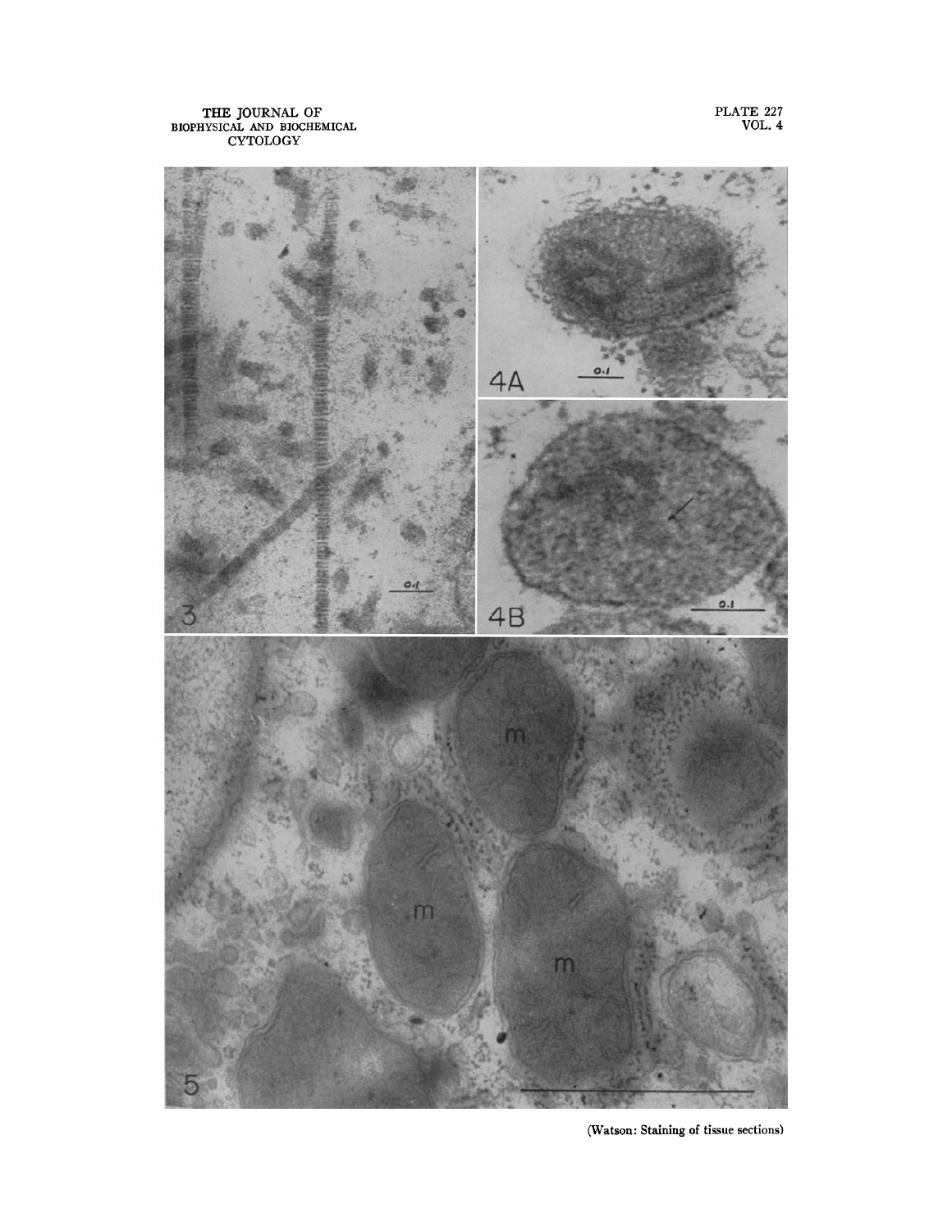(Watson: Staining of tissue sections)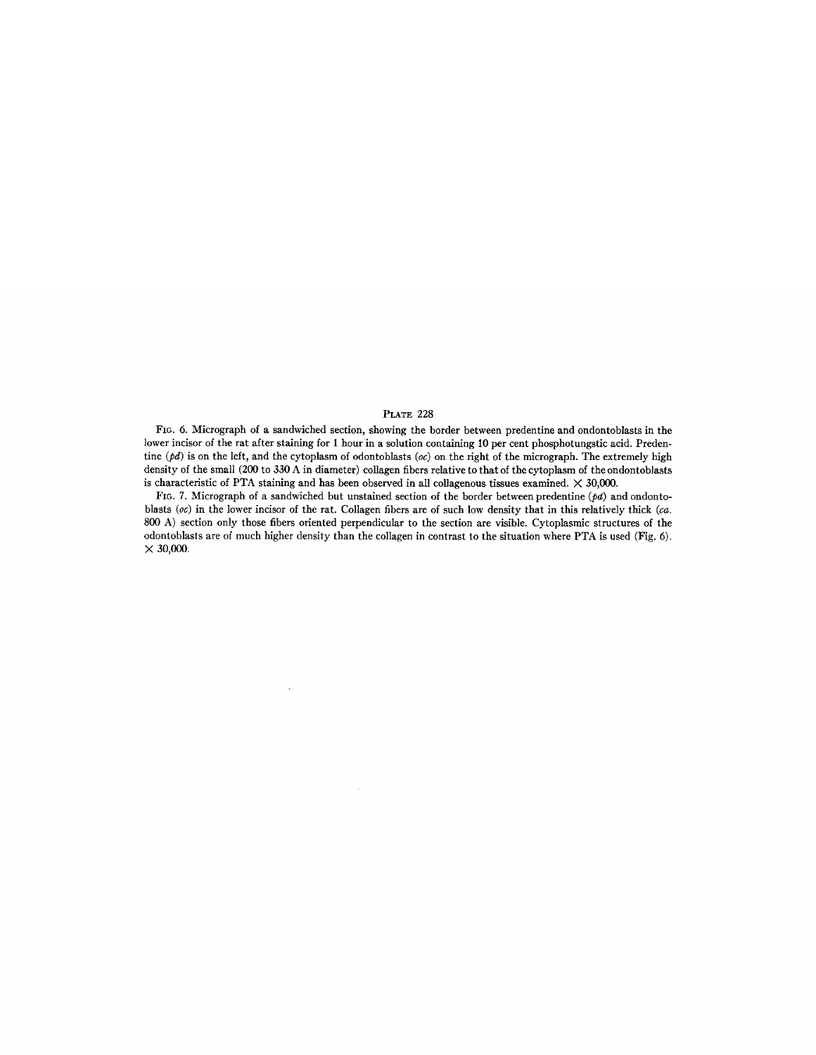PLATE 228

FIG. 6. Micrograph of a sandwiched section, showing the border between predentine and ondontoblasts in the lower incisor of the rat after staining for 1 hour in a solution containing 10 per cent phosphotungstic acid. Predentine (*pd*) is on the left, and the cytoplasm of odontoblasts (*oc*) on the right of the micrograph. The extremely high density of the small (200 to 330 A in diameter) collagen fibers relative to that of the cytoplasm of the ondontoblasts is characteristic of PTA staining and has been observed in all collagenous tissues examined. × 30,000.

FIG. 7. Micrograph of a sandwiched but unstained section of the border between predentine (*pd*) and ondontoblasts (*oc*) in the lower incisor of the rat. Collagen fibers are of such low density that in this relatively thick (*ca.* 800 A) section only those fibers oriented perpendicular to the section are visible. Cytoplasmic structures of the odontoblasts are of much higher density than the collagen in contrast to the situation where PTA is used (Fig. 6). × 30,000.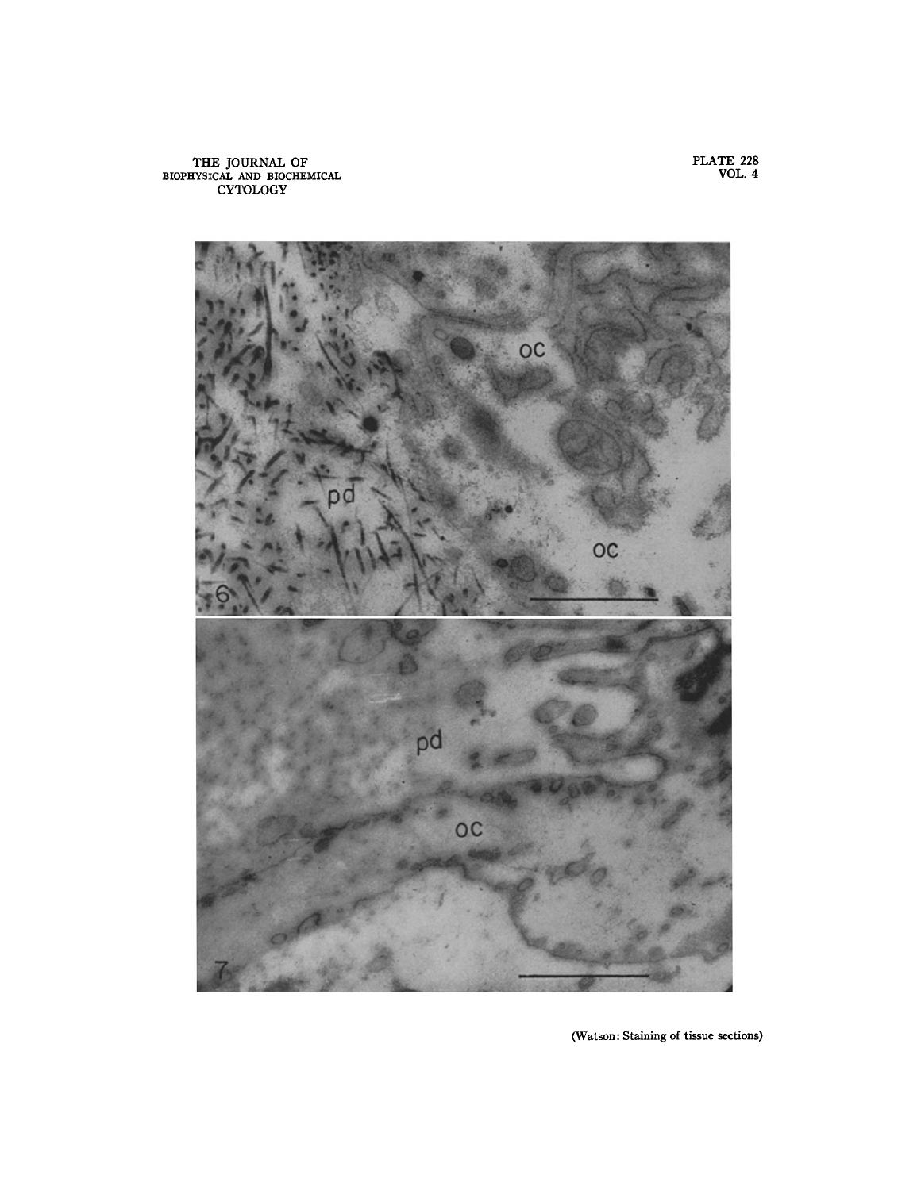(Watson: Staining of tissue sections)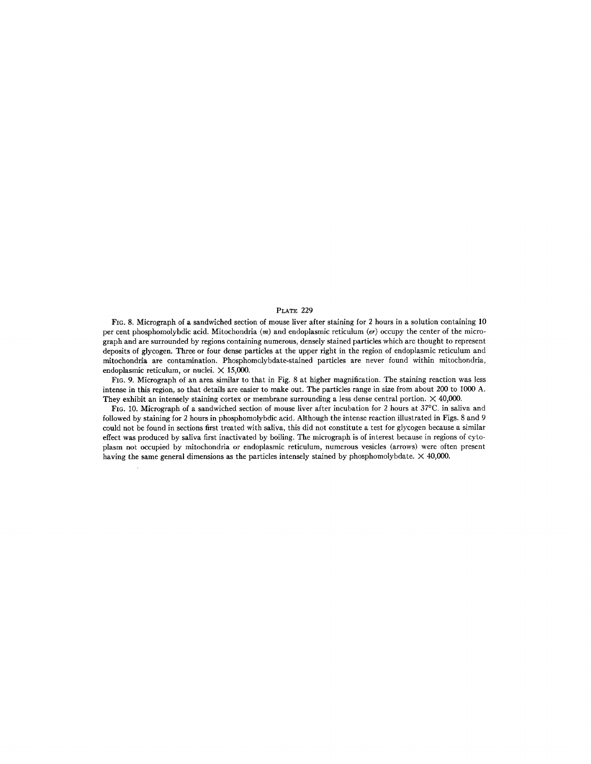PLATE 229

FIG. 8. Micrograph of a sandwiched section of mouse liver after staining for 2 hours in a solution containing 10 per cent phosphomolybdic acid. Mitochondria (*m*) and endoplasmic reticulum (*er*) occupy the center of the micrograph and are surrounded by regions containing numerous, densely stained particles which are thought to represent deposits of glycogen. Three or four dense particles at the upper right in the region of endoplasmic reticulum and mitochondria are contamination. Phosphomolybdate-stained particles are never found within mitochondria, endoplasmic reticulum, or nuclei. × 15,000.

FIG. 9. Micrograph of an area similar to that in Fig. 8 at higher magnification. The staining reaction was less intense in this region, so that details are easier to make out. The particles range in size from about 200 to 1000 A. They exhibit an intensely staining cortex or membrane surrounding a less dense central portion. × 40,000.

FIG. 10. Micrograph of a sandwiched section of mouse liver after incubation for 2 hours at 37°C. in saliva and followed by staining for 2 hours in phosphomolybdic acid. Although the intense reaction illustrated in Figs. 8 and 9 could not be found in sections first treated with saliva, this did not constitute a test for glycogen because a similar effect was produced by saliva first inactivated by boiling. The micrograph is of interest because in regions of cytoplasm not occupied by mitochondria or endoplasmic reticulum, numerous vesicles (arrows) were often present having the same general dimensions as the particles intensely stained by phosphomolybdate. × 40,000.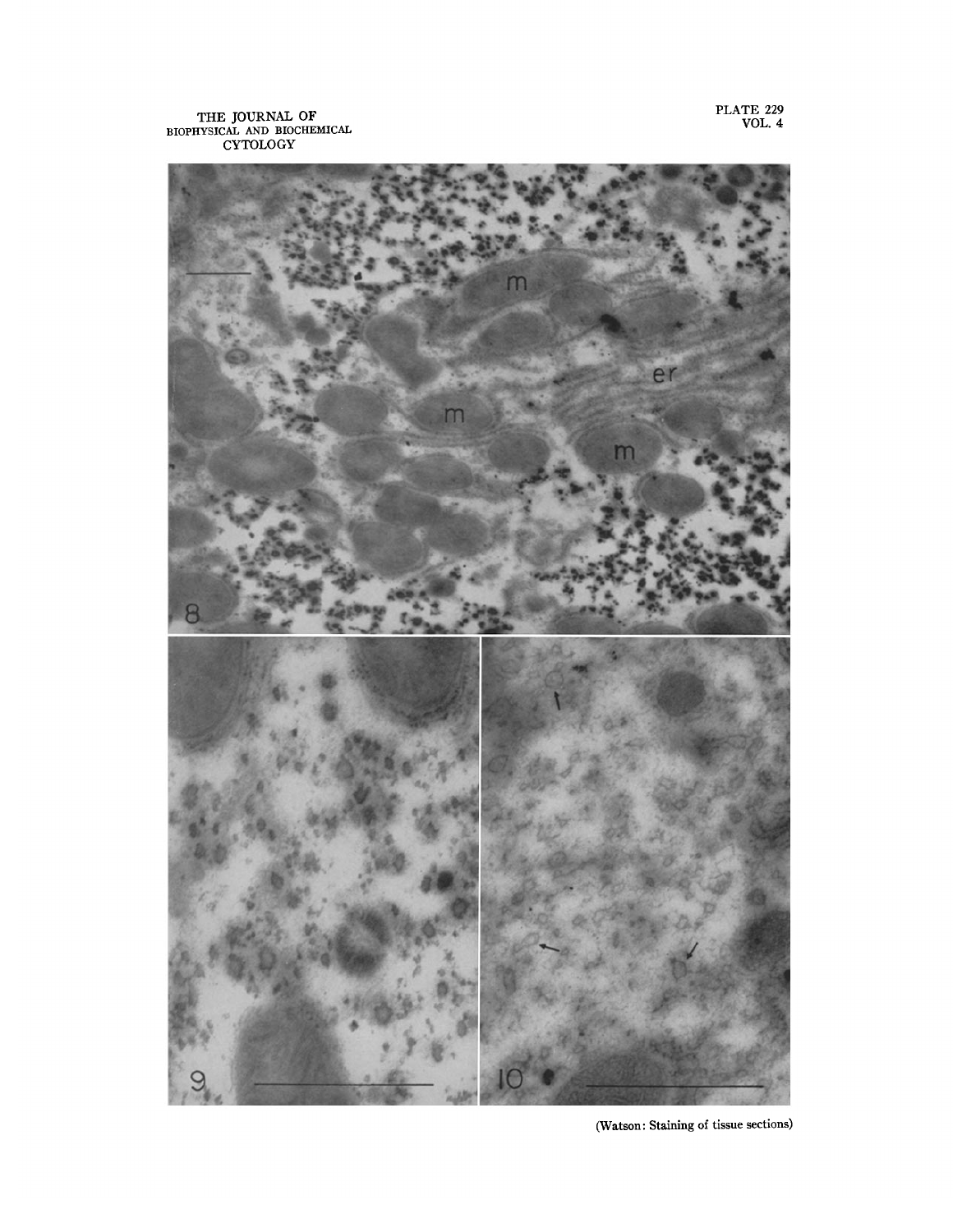(Watson: Staining of tissue sections)